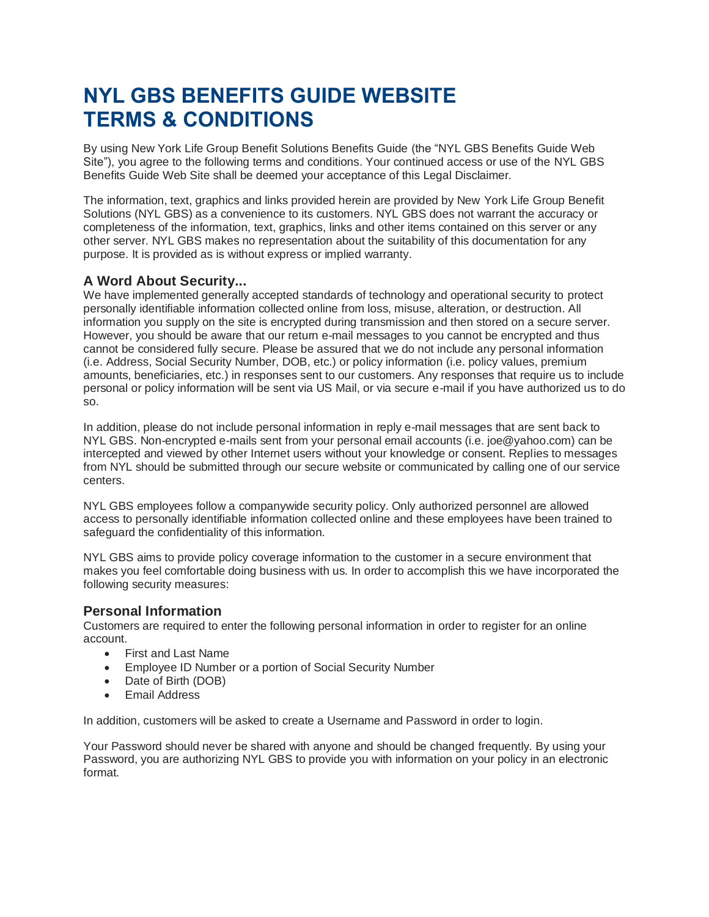# NYL GBS BENEFITS GUIDE WEBSITE TERMS & CONDITIONS

By using New York Life Group Benefit Solutions Benefits Guide (the "NYL GBS Benefits Guide Web Site"), you agree to the following terms and conditions. Your continued access or use of the NYL GBS Benefits Guide Web Site shall be deemed your acceptance of this Legal Disclaimer.

The information, text, graphics and links provided herein are provided by New York Life Group Benefit Solutions (NYL GBS) as a convenience to its customers. NYL GBS does not warrant the accuracy or completeness of the information, text, graphics, links and other items contained on this server or any other server. NYL GBS makes no representation about the suitability of this documentation for any purpose. It is provided as is without express or implied warranty.

### A Word About Security...

We have implemented generally accepted standards of technology and operational security to protect personally identifiable information collected online from loss, misuse, alteration, or destruction. All information you supply on the site is encrypted during transmission and then stored on a secure server. However, you should be aware that our return e-mail messages to you cannot be encrypted and thus cannot be considered fully secure. Please be assured that we do not include any personal information (i.e. Address, Social Security Number, DOB, etc.) or policy information (i.e. policy values, premium amounts, beneficiaries, etc.) in responses sent to our customers. Any responses that require us to include personal or policy information will be sent via US Mail, or via secure e-mail if you have authorized us to do so.

In addition, please do not include personal information in reply e-mail messages that are sent back to NYL GBS. Non-encrypted e-mails sent from your personal email accounts (i.e. joe@yahoo.com) can be intercepted and viewed by other Internet users without your knowledge or consent. Replies to messages from NYL should be submitted through our secure website or communicated by calling one of our service centers.

NYL GBS employees follow a companywide security policy. Only authorized personnel are allowed access to personally identifiable information collected online and these employees have been trained to safeguard the confidentiality of this information.

NYL GBS aims to provide policy coverage information to the customer in a secure environment that makes you feel comfortable doing business with us. In order to accomplish this we have incorporated the following security measures:

### Personal Information

Customers are required to enter the following personal information in order to register for an online account.

- First and Last Name
- Employee ID Number or a portion of Social Security Number
- Date of Birth (DOB)
- Email Address

In addition, customers will be asked to create a Username and Password in order to login.

Your Password should never be shared with anyone and should be changed frequently. By using your Password, you are authorizing NYL GBS to provide you with information on your policy in an electronic format.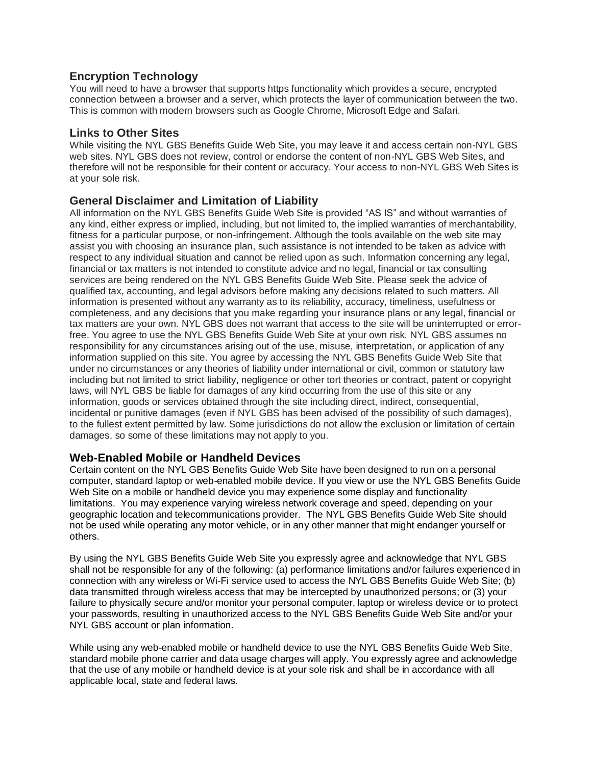## Encryption Technology

You will need to have a browser that supports https functionality which provides a secure, encrypted connection between a browser and a server, which protects the layer of communication between the two. This is common with modern browsers such as Google Chrome, Microsoft Edge and Safari.

## Links to Other Sites

While visiting the NYL GBS Benefits Guide Web Site, you may leave it and access certain non-NYL GBS web sites. NYL GBS does not review, control or endorse the content of non-NYL GBS Web Sites, and therefore will not be responsible for their content or accuracy. Your access to non-NYL GBS Web Sites is at your sole risk.

## General Disclaimer and Limitation of Liability

All information on the NYL GBS Benefits Guide Web Site is provided "AS IS" and without warranties of any kind, either express or implied, including, but not limited to, the implied warranties of merchantability, fitness for a particular purpose, or non-infringement. Although the tools available on the web site may assist you with choosing an insurance plan, such assistance is not intended to be taken as advice with respect to any individual situation and cannot be relied upon as such. Information concerning any legal, financial or tax matters is not intended to constitute advice and no legal, financial or tax consulting services are being rendered on the NYL GBS Benefits Guide Web Site. Please seek the advice of qualified tax, accounting, and legal advisors before making any decisions related to such matters. All information is presented without any warranty as to its reliability, accuracy, timeliness, usefulness or completeness, and any decisions that you make regarding your insurance plans or any legal, financial or tax matters are your own. NYL GBS does not warrant that access to the site will be uninterrupted or error-free. You agree to use the NYL GBS Benefits Guide Web Site at your own risk. NYL GBS assumes no responsibility for any circumstances arising out of the use, misuse, interpretation, or application of any information supplied on this site. You agree by accessing the NYL GBS Benefits Guide Web Site that under no circumstances or any theories of liability under international or civil, common or statutory law including but not limited to strict liability, negligence or other tort theories or contract, patent or copyright laws, will NYL GBS be liable for damages of any kind occurring from the use of this site or any information, goods or services obtained through the site including direct, indirect, consequential, incidental or punitive damages (even if NYL GBS has been advised of the possibility of such damages), to the fullest extent permitted by law. Some jurisdictions do not allow the exclusion or limitation of certain damages, so some of these limitations may not apply to you.

## Web-Enabled Mobile or Handheld Devices

Certain content on the NYL GBS Benefits Guide Web Site have been designed to run on a personal computer, standard laptop or web-enabled mobile device. If you view or use the NYL GBS Benefits Guide Web Site on a mobile or handheld device you may experience some display and functionality limitations. You may experience varying wireless network coverage and speed, depending on your geographic location and telecommunications provider. The NYL GBS Benefits Guide Web Site should not be used while operating any motor vehicle, or in any other manner that might endanger yourself or others.

By using the NYL GBS Benefits Guide Web Site you expressly agree and acknowledge that NYL GBS shall not be responsible for any of the following: (a) performance limitations and/or failures experienced in connection with any wireless or Wi-Fi service used to access the NYL GBS Benefits Guide Web Site; (b) data transmitted through wireless access that may be intercepted by unauthorized persons; or (3) your failure to physically secure and/or monitor your personal computer, laptop or wireless device or to protect your passwords, resulting in unauthorized access to the NYL GBS Benefits Guide Web Site and/or your NYL GBS account or plan information.

While using any web-enabled mobile or handheld device to use the NYL GBS Benefits Guide Web Site, standard mobile phone carrier and data usage charges will apply. You expressly agree and acknowledge that the use of any mobile or handheld device is at your sole risk and shall be in accordance with all applicable local, state and federal laws.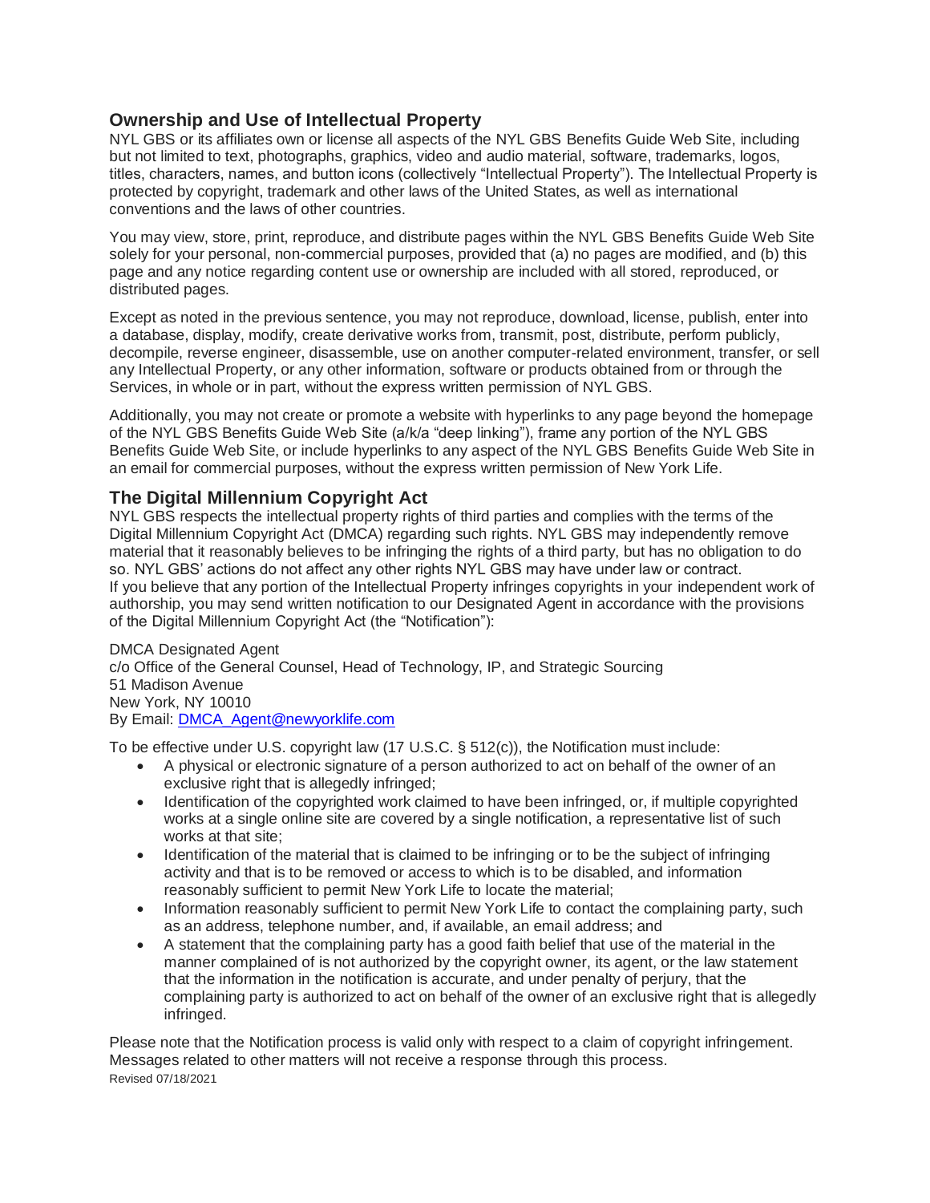## Ownership and Use of Intellectual Property

NYL GBS or its affiliates own or license all aspects of the NYL GBS Benefits Guide Web Site, including but not limited to text, photographs, graphics, video and audio material, software, trademarks, logos, titles, characters, names, and button icons (collectively "Intellectual Property"). The Intellectual Property is protected by copyright, trademark and other laws of the United States, as well as international conventions and the laws of other countries.

You may view, store, print, reproduce, and distribute pages within the NYL GBS Benefits Guide Web Site solely for your personal, non-commercial purposes, provided that (a) no pages are modified, and (b) this page and any notice regarding content use or ownership are included with all stored, reproduced, or distributed pages.

Except as noted in the previous sentence, you may not reproduce, download, license, publish, enter into a database, display, modify, create derivative works from, transmit, post, distribute, perform publicly, decompile, reverse engineer, disassemble, use on another computer-related environment, transfer, or sell any Intellectual Property, or any other information, software or products obtained from or through the Services, in whole or in part, without the express written permission of NYL GBS.

Additionally, you may not create or promote a website with hyperlinks to any page beyond the homepage of the NYL GBS Benefits Guide Web Site (a/k/a "deep linking"), frame any portion of the NYL GBS Benefits Guide Web Site, or include hyperlinks to any aspect of the NYL GBS Benefits Guide Web Site in an email for commercial purposes, without the express written permission of New York Life.

## The Digital Millennium Copyright Act

NYL GBS respects the intellectual property rights of third parties and complies with the terms of the Digital Millennium Copyright Act (DMCA) regarding such rights. NYL GBS may independently remove material that it reasonably believes to be infringing the rights of a third party, but has no obligation to do so. NYL GBS' actions do not affect any other rights NYL GBS may have under law or contract. If you believe that any portion of the Intellectual Property infringes copyrights in your independent work of authorship, you may send written notification to our Designated Agent in accordance with the provisions of the Digital Millennium Copyright Act (the "Notification"):

DMCA Designated Agent
c/o Office of the General Counsel, Head of Technology, IP, and Strategic Sourcing
51 Madison Avenue
New York, NY 10010
By Email: DMCA_Agent@newyorklife.com

To be effective under U.S. copyright law (17 U.S.C. § 512(c)), the Notification must include:

- A physical or electronic signature of a person authorized to act on behalf of the owner of an exclusive right that is allegedly infringed;
- Identification of the copyrighted work claimed to have been infringed, or, if multiple copyrighted works at a single online site are covered by a single notification, a representative list of such works at that site;
- Identification of the material that is claimed to be infringing or to be the subject of infringing activity and that is to be removed or access to which is to be disabled, and information reasonably sufficient to permit New York Life to locate the material;
- Information reasonably sufficient to permit New York Life to contact the complaining party, such as an address, telephone number, and, if available, an email address; and
- A statement that the complaining party has a good faith belief that use of the material in the manner complained of is not authorized by the copyright owner, its agent, or the law statement that the information in the notification is accurate, and under penalty of perjury, that the complaining party is authorized to act on behalf of the owner of an exclusive right that is allegedly infringed.

Please note that the Notification process is valid only with respect to a claim of copyright infringement. Messages related to other matters will not receive a response through this process.

Revised 07/18/2021